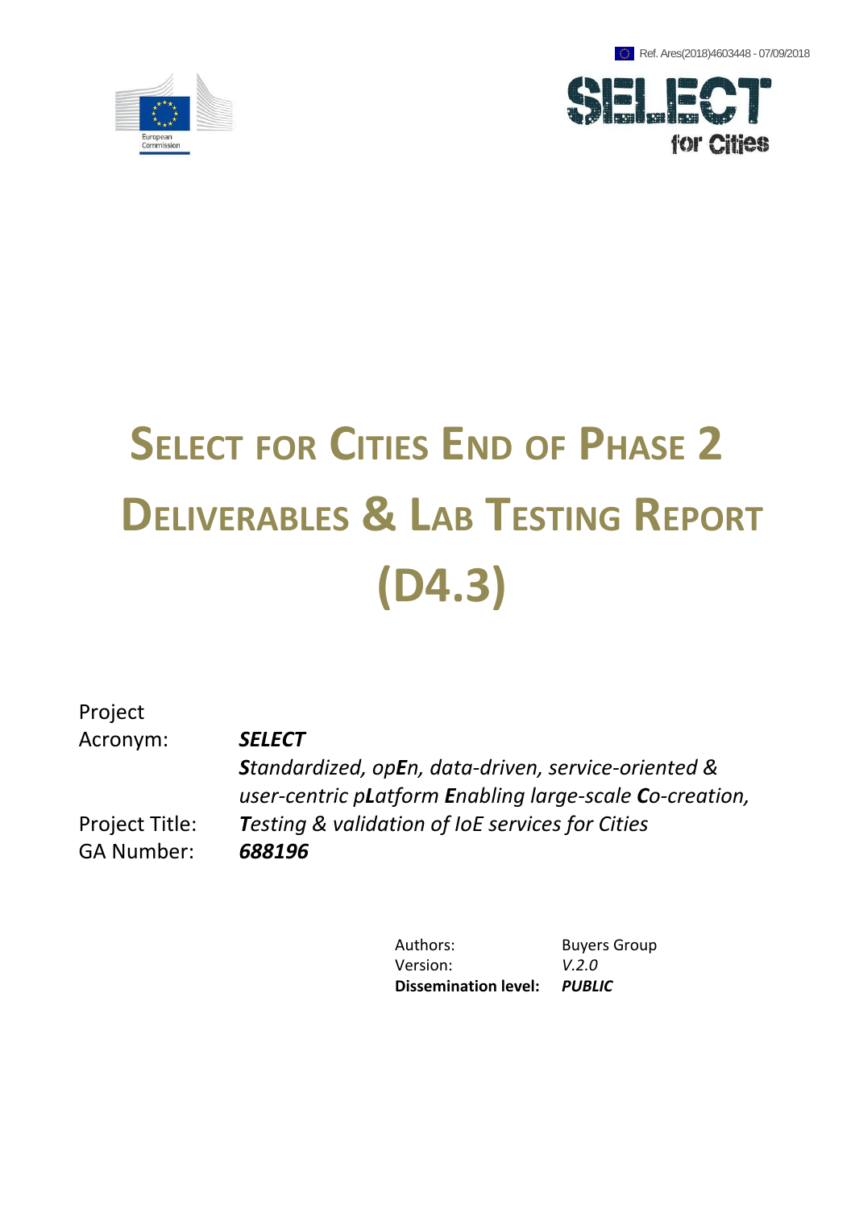Ref. Ares(2018)4603448 - 07/09/2018

# SELECT FOR CITIES END OF PHASE 2 DELIVERABLES & LAB TESTING REPORT (D4.3)

| | |
|---|---|
| Project Acronym: | ***SELECT*** |
| Project Title: | ***S**tandardized, op**E**n, data-driven, service-oriented & user-centric p**L**atform **E**nabling large-scale **C**o-creation, **T**esting & validation of IoE services for Cities* |
| GA Number: | ***688196*** |

| | |
|---|---|
| Authors: | Buyers Group |
| Version: | *V.2.0* |
| **Dissemination level:** | ***PUBLIC*** |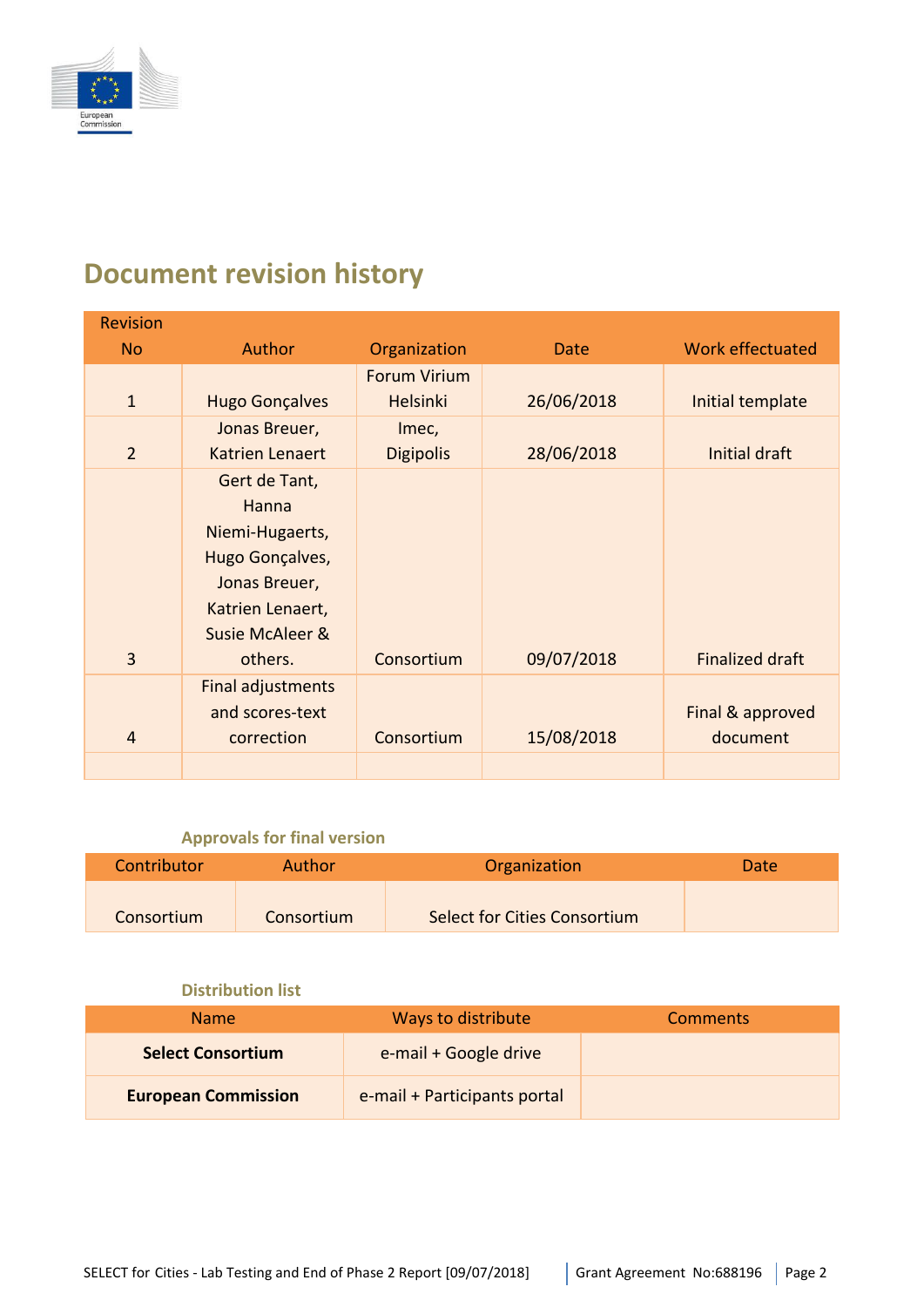# Document revision history

| Revision No | Author | Organization | Date | Work effectuated |
|---|---|---|---|---|
| 1 | Hugo Gonçalves | Forum Virium Helsinki | 26/06/2018 | Initial template |
| 2 | Jonas Breuer, Katrien Lenaert | Imec, Digipolis | 28/06/2018 | Initial draft |
| 3 | Gert de Tant, Hanna Niemi-Hugaerts, Hugo Gonçalves, Jonas Breuer, Katrien Lenaert, Susie McAleer & others. | Consortium | 09/07/2018 | Finalized draft |
| 4 | Final adjustments and scores-text correction | Consortium | 15/08/2018 | Final & approved document |
| | | | | |

### Approvals for final version

| Contributor | Author | Organization | Date |
|---|---|---|---|
| Consortium | Consortium | Select for Cities Consortium | |

### Distribution list

| Name | Ways to distribute | Comments |
|---|---|---|
| **Select Consortium** | e-mail + Google drive | |
| **European Commission** | e-mail + Participants portal | |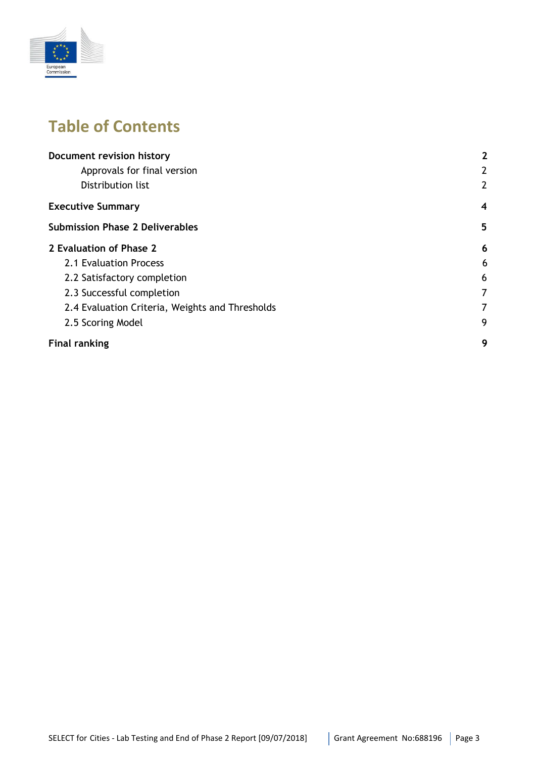# Table of Contents

| | |
|---|---|
| **Document revision history** | **2** |
| Approvals for final version | 2 |
| Distribution list | 2 |
| **Executive Summary** | **4** |
| **Submission Phase 2 Deliverables** | **5** |
| **2 Evaluation of Phase 2** | **6** |
| 2.1 Evaluation Process | 6 |
| 2.2 Satisfactory completion | 6 |
| 2.3 Successful completion | 7 |
| 2.4 Evaluation Criteria, Weights and Thresholds | 7 |
| 2.5 Scoring Model | 9 |
| **Final ranking** | **9** |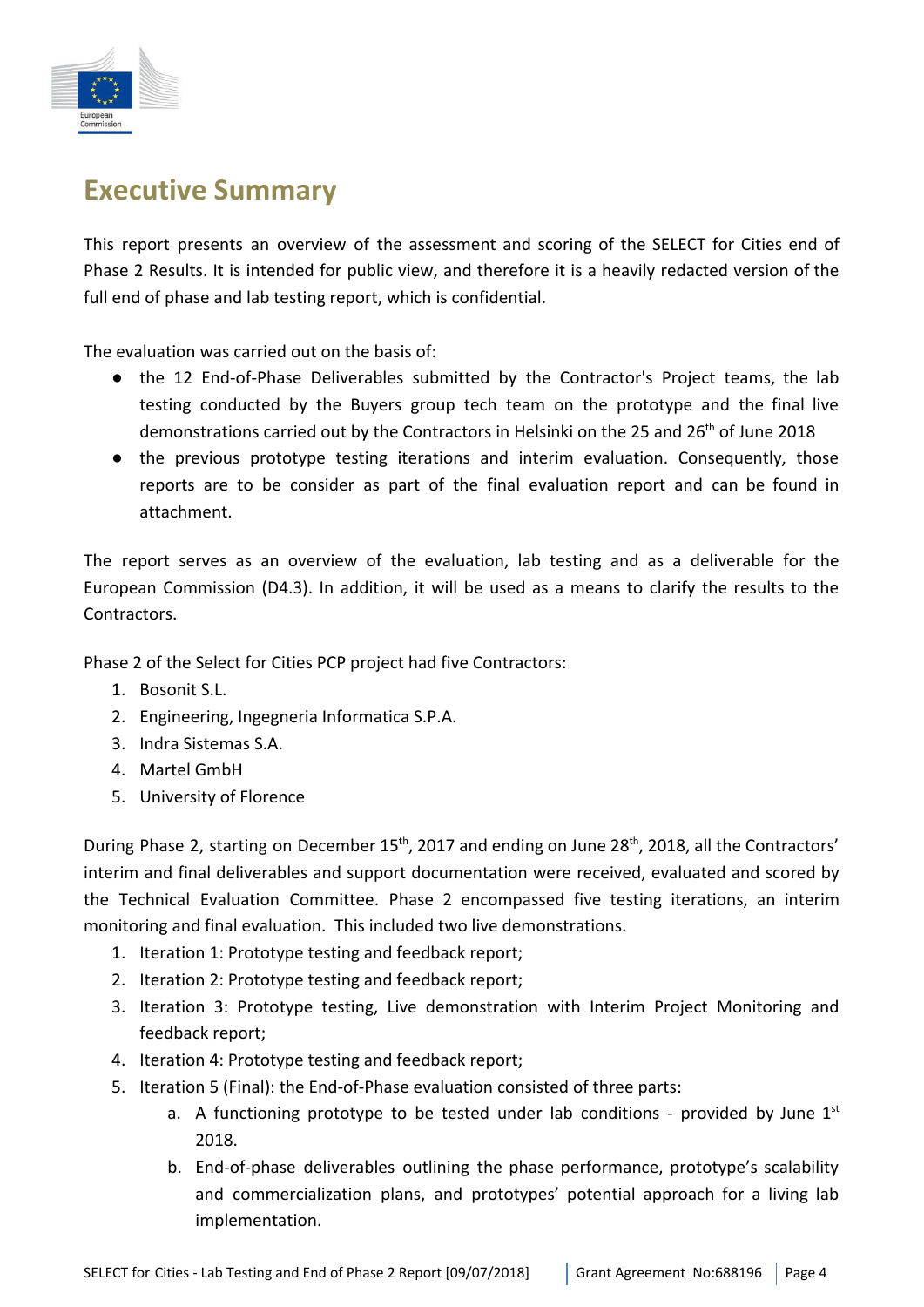# Executive Summary

This report presents an overview of the assessment and scoring of the SELECT for Cities end of Phase 2 Results. It is intended for public view, and therefore it is a heavily redacted version of the full end of phase and lab testing report, which is confidential.

The evaluation was carried out on the basis of:

- the 12 End-of-Phase Deliverables submitted by the Contractor's Project teams, the lab testing conducted by the Buyers group tech team on the prototype and the final live demonstrations carried out by the Contractors in Helsinki on the 25 and 26th of June 2018
- the previous prototype testing iterations and interim evaluation. Consequently, those reports are to be consider as part of the final evaluation report and can be found in attachment.

The report serves as an overview of the evaluation, lab testing and as a deliverable for the European Commission (D4.3). In addition, it will be used as a means to clarify the results to the Contractors.

Phase 2 of the Select for Cities PCP project had five Contractors:

1. Bosonit S.L.
2. Engineering, Ingegneria Informatica S.P.A.
3. Indra Sistemas S.A.
4. Martel GmbH
5. University of Florence

During Phase 2, starting on December 15th, 2017 and ending on June 28th, 2018, all the Contractors' interim and final deliverables and support documentation were received, evaluated and scored by the Technical Evaluation Committee. Phase 2 encompassed five testing iterations, an interim monitoring and final evaluation. This included two live demonstrations.

1. Iteration 1: Prototype testing and feedback report;
2. Iteration 2: Prototype testing and feedback report;
3. Iteration 3: Prototype testing, Live demonstration with Interim Project Monitoring and feedback report;
4. Iteration 4: Prototype testing and feedback report;
5. Iteration 5 (Final): the End-of-Phase evaluation consisted of three parts:
    a. A functioning prototype to be tested under lab conditions - provided by June 1st 2018.
    b. End-of-phase deliverables outlining the phase performance, prototype's scalability and commercialization plans, and prototypes' potential approach for a living lab implementation.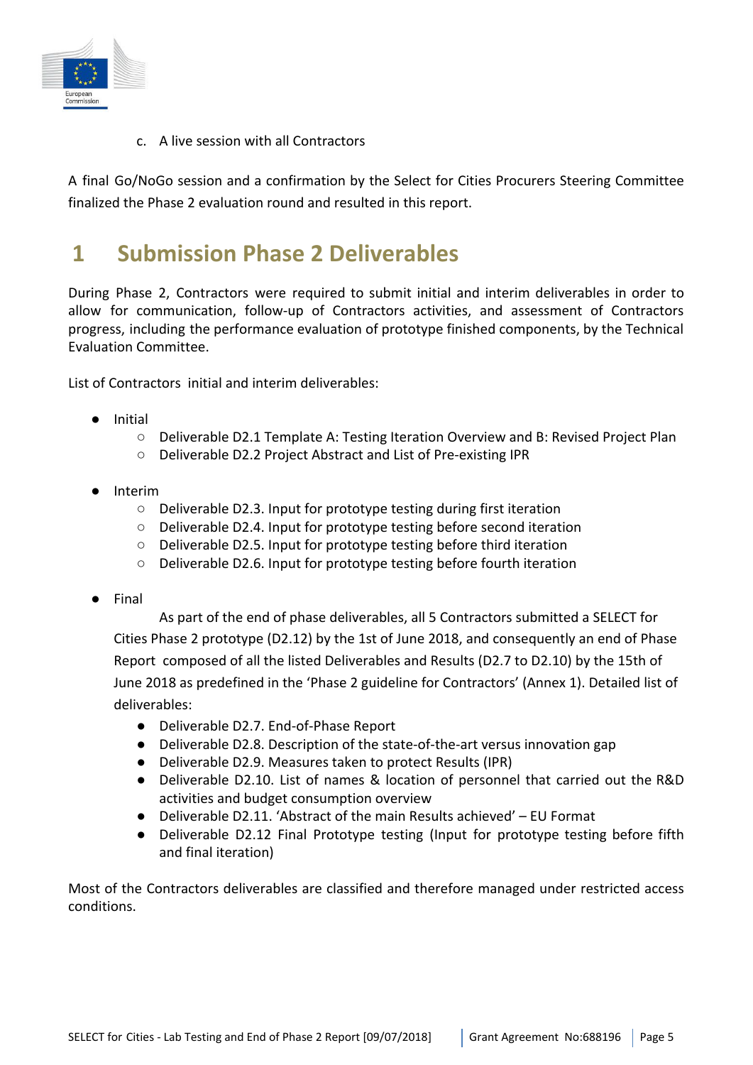c. A live session with all Contractors

A final Go/NoGo session and a confirmation by the Select for Cities Procurers Steering Committee finalized the Phase 2 evaluation round and resulted in this report.

# 1 Submission Phase 2 Deliverables

During Phase 2, Contractors were required to submit initial and interim deliverables in order to allow for communication, follow-up of Contractors activities, and assessment of Contractors progress, including the performance evaluation of prototype finished components, by the Technical Evaluation Committee.

List of Contractors initial and interim deliverables:

- Initial
  - Deliverable D2.1 Template A: Testing Iteration Overview and B: Revised Project Plan
  - Deliverable D2.2 Project Abstract and List of Pre-existing IPR

- Interim
  - Deliverable D2.3. Input for prototype testing during first iteration
  - Deliverable D2.4. Input for prototype testing before second iteration
  - Deliverable D2.5. Input for prototype testing before third iteration
  - Deliverable D2.6. Input for prototype testing before fourth iteration

- Final

  As part of the end of phase deliverables, all 5 Contractors submitted a SELECT for Cities Phase 2 prototype (D2.12) by the 1st of June 2018, and consequently an end of Phase Report composed of all the listed Deliverables and Results (D2.7 to D2.10) by the 15th of June 2018 as predefined in the 'Phase 2 guideline for Contractors' (Annex 1). Detailed list of deliverables:

  - Deliverable D2.7. End-of-Phase Report
  - Deliverable D2.8. Description of the state-of-the-art versus innovation gap
  - Deliverable D2.9. Measures taken to protect Results (IPR)
  - Deliverable D2.10. List of names & location of personnel that carried out the R&D activities and budget consumption overview
  - Deliverable D2.11. 'Abstract of the main Results achieved' – EU Format
  - Deliverable D2.12 Final Prototype testing (Input for prototype testing before fifth and final iteration)

Most of the Contractors deliverables are classified and therefore managed under restricted access conditions.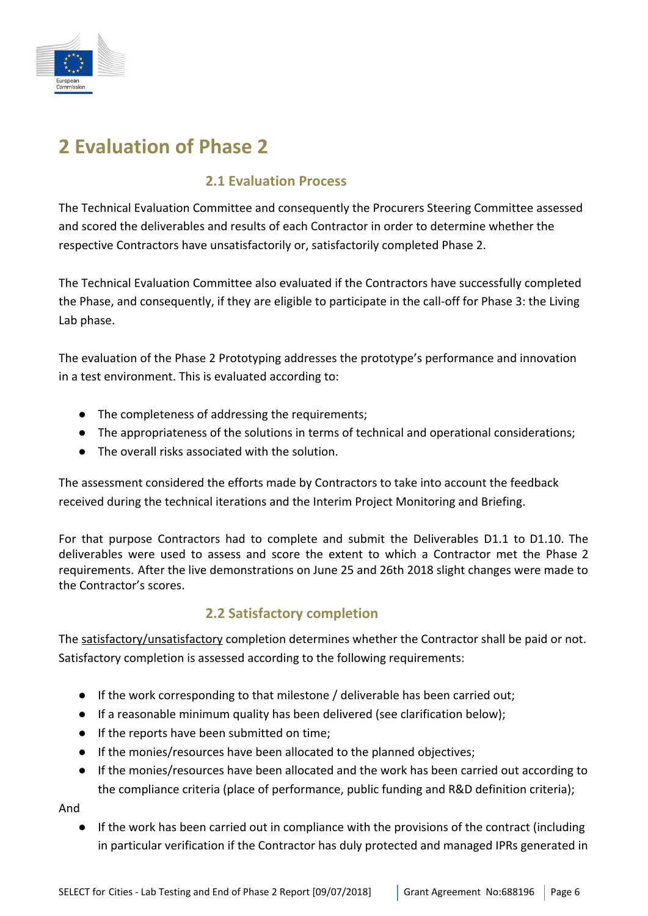# 2 Evaluation of Phase 2

## 2.1 Evaluation Process

The Technical Evaluation Committee and consequently the Procurers Steering Committee assessed and scored the deliverables and results of each Contractor in order to determine whether the respective Contractors have unsatisfactorily or, satisfactorily completed Phase 2.

The Technical Evaluation Committee also evaluated if the Contractors have successfully completed the Phase, and consequently, if they are eligible to participate in the call-off for Phase 3: the Living Lab phase.

The evaluation of the Phase 2 Prototyping addresses the prototype's performance and innovation in a test environment. This is evaluated according to:

- The completeness of addressing the requirements;
- The appropriateness of the solutions in terms of technical and operational considerations;
- The overall risks associated with the solution.

The assessment considered the efforts made by Contractors to take into account the feedback received during the technical iterations and the Interim Project Monitoring and Briefing.

For that purpose Contractors had to complete and submit the Deliverables D1.1 to D1.10. The deliverables were used to assess and score the extent to which a Contractor met the Phase 2 requirements. After the live demonstrations on June 25 and 26th 2018 slight changes were made to the Contractor's scores.

## 2.2 Satisfactory completion

The satisfactory/unsatisfactory completion determines whether the Contractor shall be paid or not. Satisfactory completion is assessed according to the following requirements:

- If the work corresponding to that milestone / deliverable has been carried out;
- If a reasonable minimum quality has been delivered (see clarification below);
- If the reports have been submitted on time;
- If the monies/resources have been allocated to the planned objectives;
- If the monies/resources have been allocated and the work has been carried out according to the compliance criteria (place of performance, public funding and R&D definition criteria);

And

- If the work has been carried out in compliance with the provisions of the contract (including in particular verification if the Contractor has duly protected and managed IPRs generated in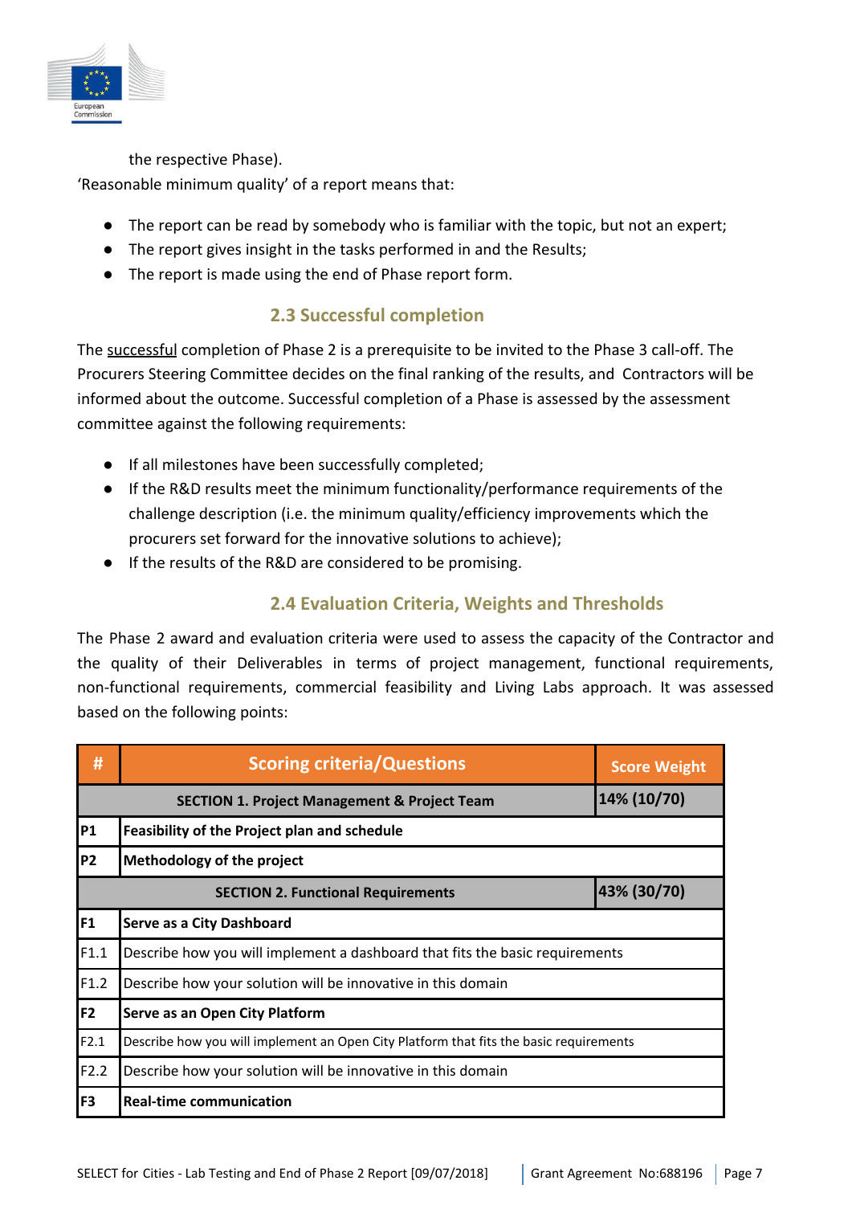the respective Phase).

'Reasonable minimum quality' of a report means that:

- The report can be read by somebody who is familiar with the topic, but not an expert;
- The report gives insight in the tasks performed in and the Results;
- The report is made using the end of Phase report form.

### 2.3 Successful completion

The successful completion of Phase 2 is a prerequisite to be invited to the Phase 3 call-off. The Procurers Steering Committee decides on the final ranking of the results, and Contractors will be informed about the outcome. Successful completion of a Phase is assessed by the assessment committee against the following requirements:

- If all milestones have been successfully completed;
- If the R&D results meet the minimum functionality/performance requirements of the challenge description (i.e. the minimum quality/efficiency improvements which the procurers set forward for the innovative solutions to achieve);
- If the results of the R&D are considered to be promising.

### 2.4 Evaluation Criteria, Weights and Thresholds

The Phase 2 award and evaluation criteria were used to assess the capacity of the Contractor and the quality of their Deliverables in terms of project management, functional requirements, non-functional requirements, commercial feasibility and Living Labs approach. It was assessed based on the following points:

| # | Scoring criteria/Questions | Score Weight |
|---|---|---|
| | **SECTION 1. Project Management & Project Team** | **14% (10/70)** |
| **P1** | **Feasibility of the Project plan and schedule** | |
| **P2** | **Methodology of the project** | |
| | **SECTION 2. Functional Requirements** | **43% (30/70)** |
| **F1** | **Serve as a City Dashboard** | |
| F1.1 | Describe how you will implement a dashboard that fits the basic requirements | |
| F1.2 | Describe how your solution will be innovative in this domain | |
| **F2** | **Serve as an Open City Platform** | |
| F2.1 | Describe how you will implement an Open City Platform that fits the basic requirements | |
| F2.2 | Describe how your solution will be innovative in this domain | |
| **F3** | **Real-time communication** | |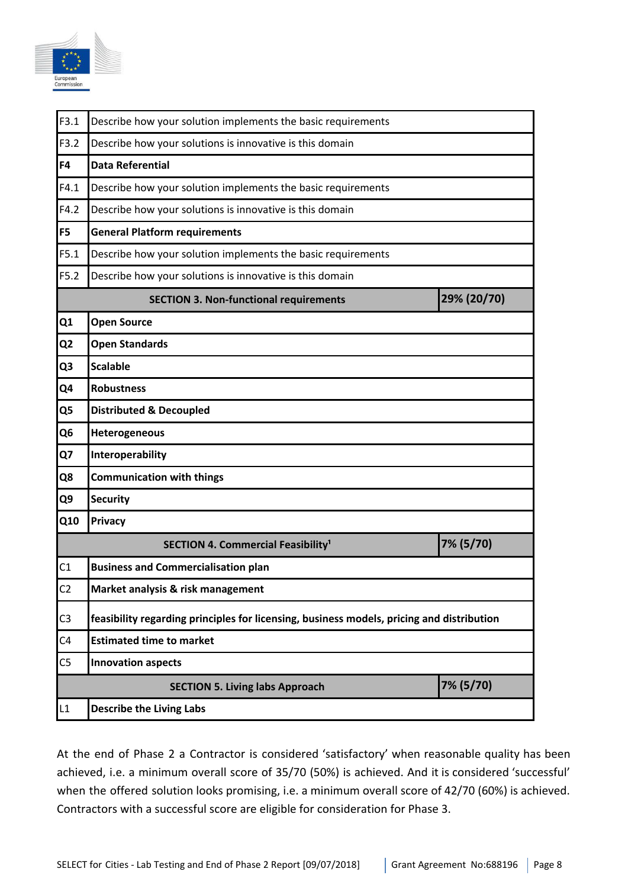| | | |
|---|---|---|
| F3.1 | Describe how your solution implements the basic requirements | |
| F3.2 | Describe how your solutions is innovative is this domain | |
| **F4** | **Data Referential** | |
| F4.1 | Describe how your solution implements the basic requirements | |
| F4.2 | Describe how your solutions is innovative is this domain | |
| **F5** | **General Platform requirements** | |
| F5.1 | Describe how your solution implements the basic requirements | |
| F5.2 | Describe how your solutions is innovative is this domain | |
| | **SECTION 3. Non-functional requirements** | **29% (20/70)** |
| **Q1** | **Open Source** | |
| **Q2** | **Open Standards** | |
| **Q3** | **Scalable** | |
| **Q4** | **Robustness** | |
| **Q5** | **Distributed & Decoupled** | |
| **Q6** | **Heterogeneous** | |
| **Q7** | **Interoperability** | |
| **Q8** | **Communication with things** | |
| **Q9** | **Security** | |
| **Q10** | **Privacy** | |
| | **SECTION 4. Commercial Feasibility[1]** | **7% (5/70)** |
| C1 | **Business and Commercialisation plan** | |
| C2 | **Market analysis & risk management** | |
| C3 | **feasibility regarding principles for licensing, business models, pricing and distribution** | |
| C4 | **Estimated time to market** | |
| C5 | **Innovation aspects** | |
| | **SECTION 5. Living labs Approach** | **7% (5/70)** |
| L1 | **Describe the Living Labs** | |

At the end of Phase 2 a Contractor is considered 'satisfactory' when reasonable quality has been achieved, i.e. a minimum overall score of 35/70 (50%) is achieved. And it is considered 'successful' when the offered solution looks promising, i.e. a minimum overall score of 42/70 (60%) is achieved. Contractors with a successful score are eligible for consideration for Phase 3.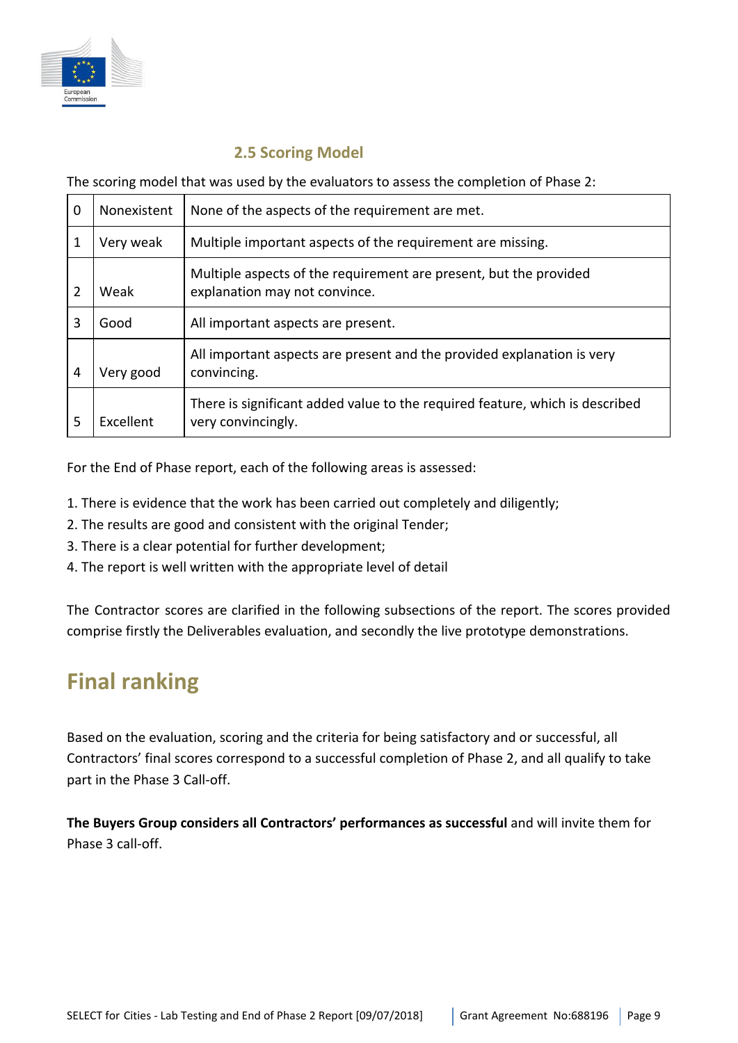### 2.5 Scoring Model

The scoring model that was used by the evaluators to assess the completion of Phase 2:

| | | |
|---|---|---|
| 0 | Nonexistent | None of the aspects of the requirement are met. |
| 1 | Very weak | Multiple important aspects of the requirement are missing. |
| 2 | Weak | Multiple aspects of the requirement are present, but the provided explanation may not convince. |
| 3 | Good | All important aspects are present. |
| 4 | Very good | All important aspects are present and the provided explanation is very convincing. |
| 5 | Excellent | There is significant added value to the required feature, which is described very convincingly. |

For the End of Phase report, each of the following areas is assessed:

1. There is evidence that the work has been carried out completely and diligently;
2. The results are good and consistent with the original Tender;
3. There is a clear potential for further development;
4. The report is well written with the appropriate level of detail

The Contractor scores are clarified in the following subsections of the report. The scores provided comprise firstly the Deliverables evaluation, and secondly the live prototype demonstrations.

# Final ranking

Based on the evaluation, scoring and the criteria for being satisfactory and or successful, all Contractors' final scores correspond to a successful completion of Phase 2, and all qualify to take part in the Phase 3 Call-off.

**The Buyers Group considers all Contractors' performances as successful** and will invite them for Phase 3 call-off.